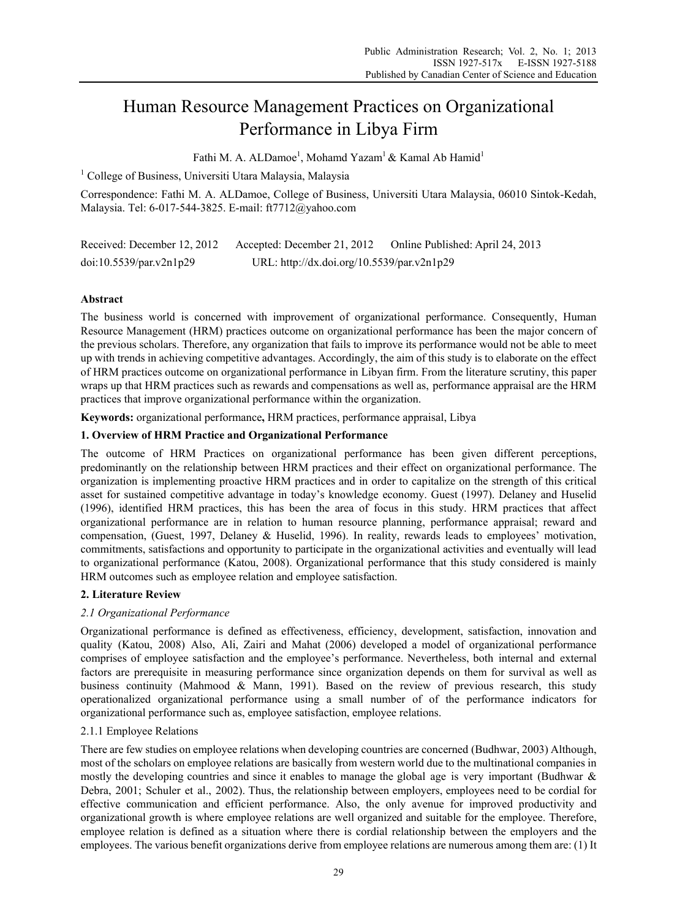# Human Resource Management Practices on Organizational Performance in Libya Firm

Fathi M. A. ALDamoe[1], Mohamd Yazam[1] & Kamal Ab Hamid[1]

[1] College of Business, Universiti Utara Malaysia, Malaysia

Correspondence: Fathi M. A. ALDamoe, College of Business, Universiti Utara Malaysia, 06010 Sintok-Kedah, Malaysia. Tel: 6-017-544-3825. E-mail: ft7712@yahoo.com

Received: December 12, 2012 Accepted: December 21, 2012 Online Published: April 24, 2013

doi:10.5539/par.v2n1p29 URL: http://dx.doi.org/10.5539/par.v2n1p29

**Abstract**

The business world is concerned with improvement of organizational performance. Consequently, Human Resource Management (HRM) practices outcome on organizational performance has been the major concern of the previous scholars. Therefore, any organization that fails to improve its performance would not be able to meet up with trends in achieving competitive advantages. Accordingly, the aim of this study is to elaborate on the effect of HRM practices outcome on organizational performance in Libyan firm. From the literature scrutiny, this paper wraps up that HRM practices such as rewards and compensations as well as, performance appraisal are the HRM practices that improve organizational performance within the organization.

**Keywords:** organizational performance**,** HRM practices, performance appraisal, Libya

## 1. Overview of HRM Practice and Organizational Performance

The outcome of HRM Practices on organizational performance has been given different perceptions, predominantly on the relationship between HRM practices and their effect on organizational performance. The organization is implementing proactive HRM practices and in order to capitalize on the strength of this critical asset for sustained competitive advantage in today's knowledge economy. Guest (1997). Delaney and Huselid (1996), identified HRM practices, this has been the area of focus in this study. HRM practices that affect organizational performance are in relation to human resource planning, performance appraisal; reward and compensation, (Guest, 1997, Delaney & Huselid, 1996). In reality, rewards leads to employees' motivation, commitments, satisfactions and opportunity to participate in the organizational activities and eventually will lead to organizational performance (Katou, 2008). Organizational performance that this study considered is mainly HRM outcomes such as employee relation and employee satisfaction.

## 2. Literature Review

### *2.1 Organizational Performance*

Organizational performance is defined as effectiveness, efficiency, development, satisfaction, innovation and quality (Katou, 2008) Also, Ali, Zairi and Mahat (2006) developed a model of organizational performance comprises of employee satisfaction and the employee's performance. Nevertheless, both internal and external factors are prerequisite in measuring performance since organization depends on them for survival as well as business continuity (Mahmood & Mann, 1991). Based on the review of previous research, this study operationalized organizational performance using a small number of of the performance indicators for organizational performance such as, employee satisfaction, employee relations.

#### 2.1.1 Employee Relations

There are few studies on employee relations when developing countries are concerned (Budhwar, 2003) Although, most of the scholars on employee relations are basically from western world due to the multinational companies in mostly the developing countries and since it enables to manage the global age is very important (Budhwar & Debra, 2001; Schuler et al., 2002). Thus, the relationship between employers, employees need to be cordial for effective communication and efficient performance. Also, the only avenue for improved productivity and organizational growth is where employee relations are well organized and suitable for the employee. Therefore, employee relation is defined as a situation where there is cordial relationship between the employers and the employees. The various benefit organizations derive from employee relations are numerous among them are: (1) It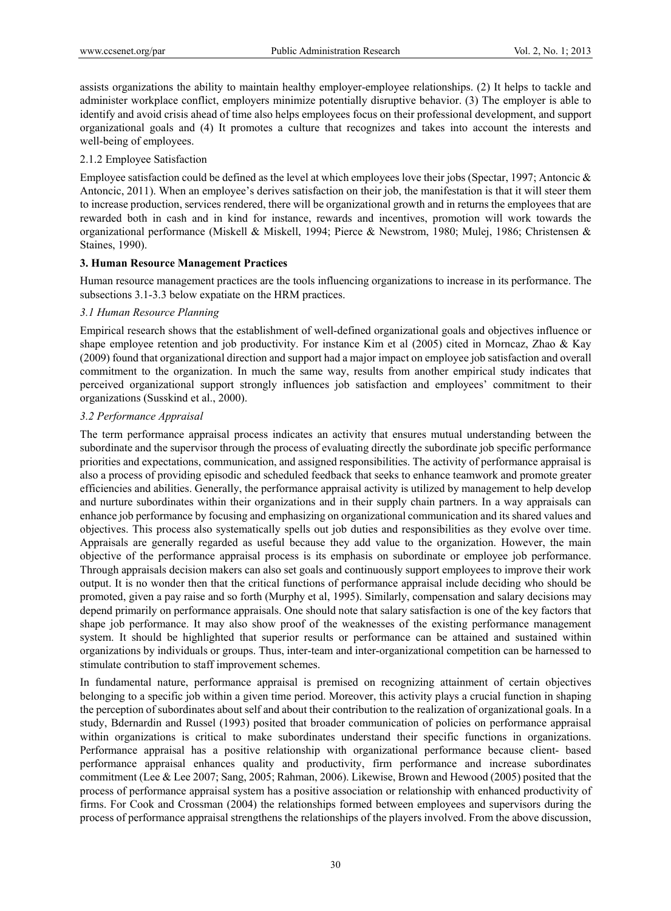assists organizations the ability to maintain healthy employer-employee relationships. (2) It helps to tackle and administer workplace conflict, employers minimize potentially disruptive behavior. (3) The employer is able to identify and avoid crisis ahead of time also helps employees focus on their professional development, and support organizational goals and (4) It promotes a culture that recognizes and takes into account the interests and well-being of employees.

#### 2.1.2 Employee Satisfaction

Employee satisfaction could be defined as the level at which employees love their jobs (Spectar, 1997; Antoncic & Antoncic, 2011). When an employee's derives satisfaction on their job, the manifestation is that it will steer them to increase production, services rendered, there will be organizational growth and in returns the employees that are rewarded both in cash and in kind for instance, rewards and incentives, promotion will work towards the organizational performance (Miskell & Miskell, 1994; Pierce & Newstrom, 1980; Mulej, 1986; Christensen & Staines, 1990).

## 3. Human Resource Management Practices

Human resource management practices are the tools influencing organizations to increase in its performance. The subsections 3.1-3.3 below expatiate on the HRM practices.

### *3.1 Human Resource Planning*

Empirical research shows that the establishment of well-defined organizational goals and objectives influence or shape employee retention and job productivity. For instance Kim et al (2005) cited in Morncaz, Zhao & Kay (2009) found that organizational direction and support had a major impact on employee job satisfaction and overall commitment to the organization. In much the same way, results from another empirical study indicates that perceived organizational support strongly influences job satisfaction and employees' commitment to their organizations (Susskind et al., 2000).

### *3.2 Performance Appraisal*

The term performance appraisal process indicates an activity that ensures mutual understanding between the subordinate and the supervisor through the process of evaluating directly the subordinate job specific performance priorities and expectations, communication, and assigned responsibilities. The activity of performance appraisal is also a process of providing episodic and scheduled feedback that seeks to enhance teamwork and promote greater efficiencies and abilities. Generally, the performance appraisal activity is utilized by management to help develop and nurture subordinates within their organizations and in their supply chain partners. In a way appraisals can enhance job performance by focusing and emphasizing on organizational communication and its shared values and objectives. This process also systematically spells out job duties and responsibilities as they evolve over time. Appraisals are generally regarded as useful because they add value to the organization. However, the main objective of the performance appraisal process is its emphasis on subordinate or employee job performance. Through appraisals decision makers can also set goals and continuously support employees to improve their work output. It is no wonder then that the critical functions of performance appraisal include deciding who should be promoted, given a pay raise and so forth (Murphy et al, 1995). Similarly, compensation and salary decisions may depend primarily on performance appraisals. One should note that salary satisfaction is one of the key factors that shape job performance. It may also show proof of the weaknesses of the existing performance management system. It should be highlighted that superior results or performance can be attained and sustained within organizations by individuals or groups. Thus, inter-team and inter-organizational competition can be harnessed to stimulate contribution to staff improvement schemes.

In fundamental nature, performance appraisal is premised on recognizing attainment of certain objectives belonging to a specific job within a given time period. Moreover, this activity plays a crucial function in shaping the perception of subordinates about self and about their contribution to the realization of organizational goals. In a study, Bdernardin and Russel (1993) posited that broader communication of policies on performance appraisal within organizations is critical to make subordinates understand their specific functions in organizations. Performance appraisal has a positive relationship with organizational performance because client- based performance appraisal enhances quality and productivity, firm performance and increase subordinates commitment (Lee & Lee 2007; Sang, 2005; Rahman, 2006). Likewise, Brown and Hewood (2005) posited that the process of performance appraisal system has a positive association or relationship with enhanced productivity of firms. For Cook and Crossman (2004) the relationships formed between employees and supervisors during the process of performance appraisal strengthens the relationships of the players involved. From the above discussion,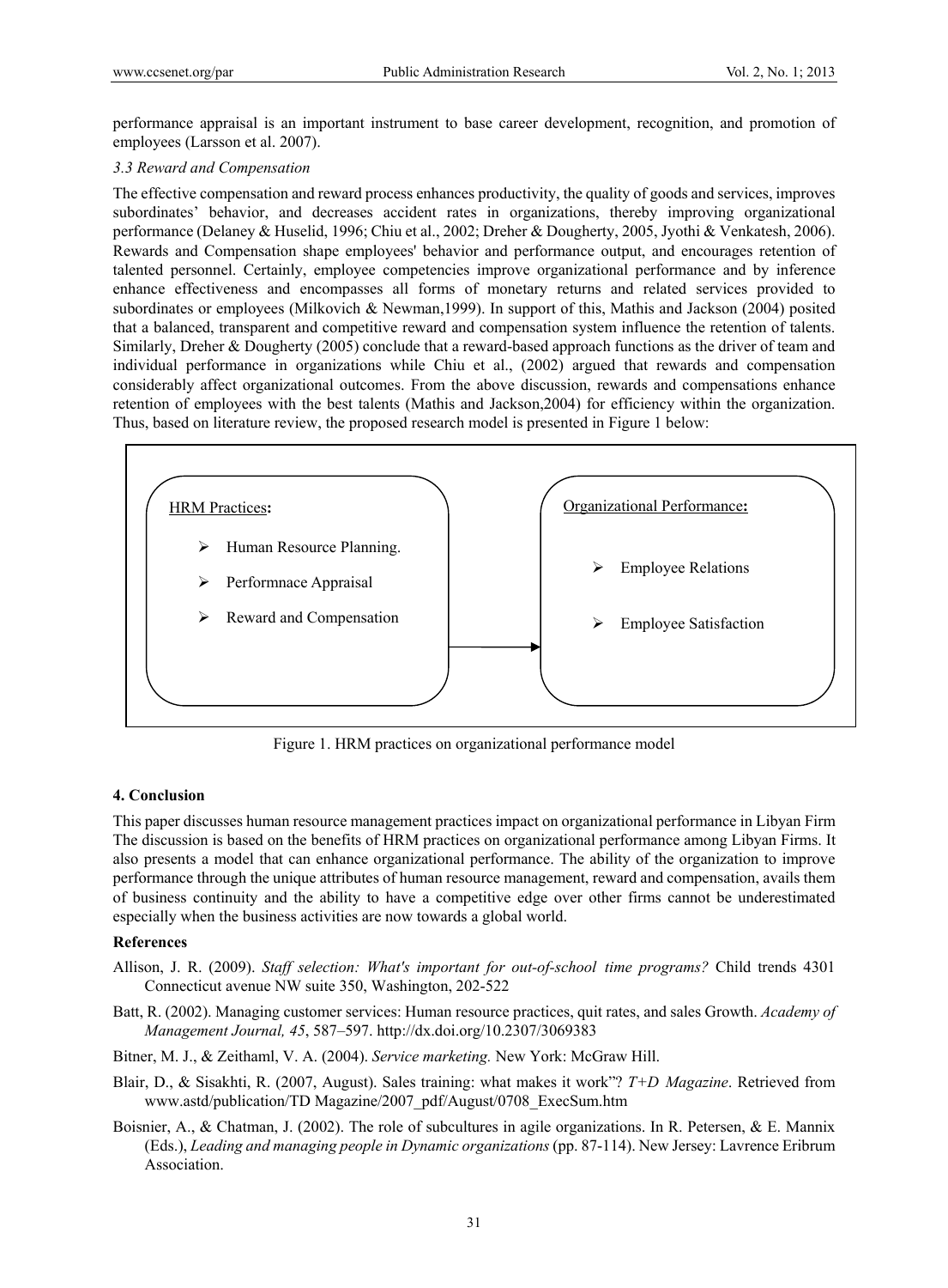performance appraisal is an important instrument to base career development, recognition, and promotion of employees (Larsson et al. 2007).

### *3.3 Reward and Compensation*

The effective compensation and reward process enhances productivity, the quality of goods and services, improves subordinates' behavior, and decreases accident rates in organizations, thereby improving organizational performance (Delaney & Huselid, 1996; Chiu et al., 2002; Dreher & Dougherty, 2005, Jyothi & Venkatesh, 2006). Rewards and Compensation shape employees' behavior and performance output, and encourages retention of talented personnel. Certainly, employee competencies improve organizational performance and by inference enhance effectiveness and encompasses all forms of monetary returns and related services provided to subordinates or employees (Milkovich & Newman,1999). In support of this, Mathis and Jackson (2004) posited that a balanced, transparent and competitive reward and compensation system influence the retention of talents. Similarly, Dreher & Dougherty (2005) conclude that a reward-based approach functions as the driver of team and individual performance in organizations while Chiu et al., (2002) argued that rewards and compensation considerably affect organizational outcomes. From the above discussion, rewards and compensations enhance retention of employees with the best talents (Mathis and Jackson,2004) for efficiency within the organization. Thus, based on literature review, the proposed research model is presented in Figure 1 below:

HRM Practices**:**

- Human Resource Planning.
- Performnace Appraisal
- Reward and Compensation

→

Organizational Performance**:**

- Employee Relations
- Employee Satisfaction

Figure 1. HRM practices on organizational performance model

## 4. Conclusion

This paper discusses human resource management practices impact on organizational performance in Libyan Firm The discussion is based on the benefits of HRM practices on organizational performance among Libyan Firms. It also presents a model that can enhance organizational performance. The ability of the organization to improve performance through the unique attributes of human resource management, reward and compensation, avails them of business continuity and the ability to have a competitive edge over other firms cannot be underestimated especially when the business activities are now towards a global world.

## References

Allison, J. R. (2009). *Staff selection: What's important for out-of-school time programs?* Child trends 4301 Connecticut avenue NW suite 350, Washington, 202-522

Batt, R. (2002). Managing customer services: Human resource practices, quit rates, and sales Growth. *Academy of Management Journal, 45*, 587–597. http://dx.doi.org/10.2307/3069383

Bitner, M. J., & Zeithaml, V. A. (2004). *Service marketing.* New York: McGraw Hill.

Blair, D., & Sisakhti, R. (2007, August). Sales training: what makes it work"? *T+D Magazine*. Retrieved from www.astd/publication/TD Magazine/2007_pdf/August/0708_ExecSum.htm

Boisnier, A., & Chatman, J. (2002). The role of subcultures in agile organizations. In R. Petersen, & E. Mannix (Eds.), *Leading and managing people in Dynamic organizations* (pp. 87-114). New Jersey: Lavrence Eribrum Association.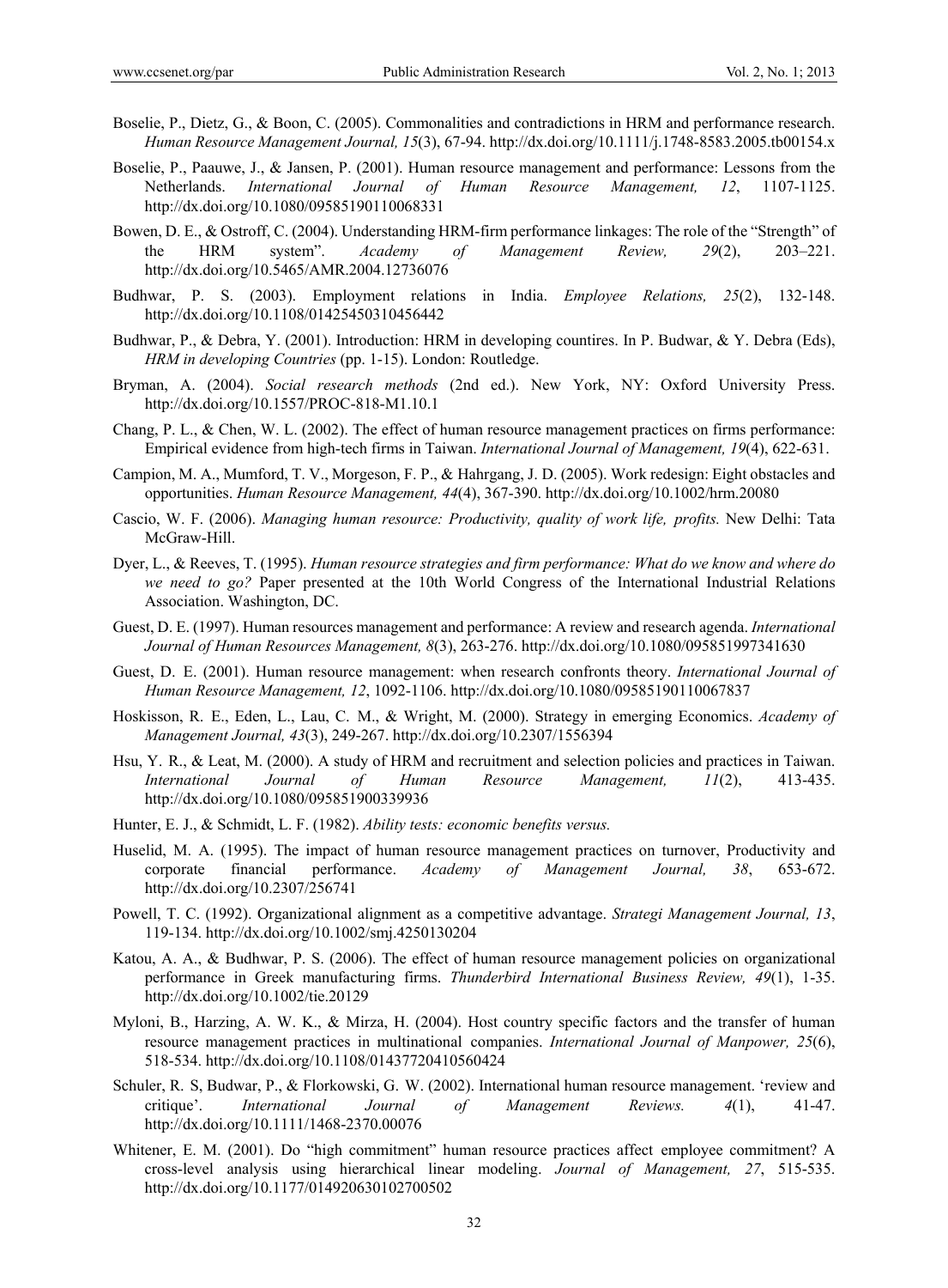Boselie, P., Dietz, G., & Boon, C. (2005). Commonalities and contradictions in HRM and performance research. *Human Resource Management Journal, 15*(3), 67-94. http://dx.doi.org/10.1111/j.1748-8583.2005.tb00154.x

Boselie, P., Paauwe, J., & Jansen, P. (2001). Human resource management and performance: Lessons from the Netherlands. *International Journal of Human Resource Management, 12*, 1107-1125. http://dx.doi.org/10.1080/09585190110068331

Bowen, D. E., & Ostroff, C. (2004). Understanding HRM-firm performance linkages: The role of the "Strength" of the HRM system". *Academy of Management Review, 29*(2), 203–221. http://dx.doi.org/10.5465/AMR.2004.12736076

Budhwar, P. S. (2003). Employment relations in India. *Employee Relations, 25*(2), 132-148. http://dx.doi.org/10.1108/01425450310456442

Budhwar, P., & Debra, Y. (2001). Introduction: HRM in developing coutnires. In P. Budwar, & Y. Debra (Eds), *HRM in developing Countries* (pp. 1-15). London: Routledge.

Bryman, A. (2004). *Social research methods* (2nd ed.). New York, NY: Oxford University Press. http://dx.doi.org/10.1557/PROC-818-M1.10.1

Chang, P. L., & Chen, W. L. (2002). The effect of human resource management practices on firms performance: Empirical evidence from high-tech firms in Taiwan. *International Journal of Management, 19*(4), 622-631.

Campion, M. A., Mumford, T. V., Morgeson, F. P., & Hahrgang, J. D. (2005). Work redesign: Eight obstacles and opportunities. *Human Resource Management, 44*(4), 367-390. http://dx.doi.org/10.1002/hrm.20080

Cascio, W. F. (2006). *Managing human resource: Productivity, quality of work life, profits.* New Delhi: Tata McGraw-Hill.

Dyer, L., & Reeves, T. (1995). *Human resource strategies and firm performance: What do we know and where do we need to go?* Paper presented at the 10th World Congress of the International Industrial Relations Association. Washington, DC.

Guest, D. E. (1997). Human resources management and performance: A review and research agenda. *International Journal of Human Resources Management, 8*(3), 263-276. http://dx.doi.org/10.1080/095851997341630

Guest, D. E. (2001). Human resource management: when research confronts theory. *International Journal of Human Resource Management, 12*, 1092-1106. http://dx.doi.org/10.1080/09585190110067837

Hoskisson, R. E., Eden, L., Lau, C. M., & Wright, M. (2000). Strategy in emerging Economics. *Academy of Management Journal, 43*(3), 249-267. http://dx.doi.org/10.2307/1556394

Hsu, Y. R., & Leat, M. (2000). A study of HRM and recruitment and selection policies and practices in Taiwan. *International Journal of Human Resource Management, 11*(2), 413-435. http://dx.doi.org/10.1080/095851900339936

Hunter, E. J., & Schmidt, L. F. (1982). *Ability tests: economic benefits versus.*

Huselid, M. A. (1995). The impact of human resource management practices on turnover, Productivity and corporate financial performance. *Academy of Management Journal, 38*, 653-672. http://dx.doi.org/10.2307/256741

Powell, T. C. (1992). Organizational alignment as a competitive advantage. *Strategi Management Journal, 13*, 119-134. http://dx.doi.org/10.1002/smj.4250130204

Katou, A. A., & Budhwar, P. S. (2006). The effect of human resource management policies on organizational performance in Greek manufacturing firms. *Thunderbird International Business Review, 49*(1), 1-35. http://dx.doi.org/10.1002/tie.20129

Myloni, B., Harzing, A. W. K., & Mirza, H. (2004). Host country specific factors and the transfer of human resource management practices in multinational companies. *International Journal of Manpower, 25*(6), 518-534. http://dx.doi.org/10.1108/01437720410560424

Schuler, R. S, Budwar, P., & Florkowski, G. W. (2002). International human resource management. 'review and critique'. *International Journal of Management Reviews. 4*(1), 41-47. http://dx.doi.org/10.1111/1468-2370.00076

Whitener, E. M. (2001). Do "high commitment" human resource practices affect employee commitment? A cross-level analysis using hierarchical linear modeling. *Journal of Management, 27*, 515-535. http://dx.doi.org/10.1177/014920630102700502